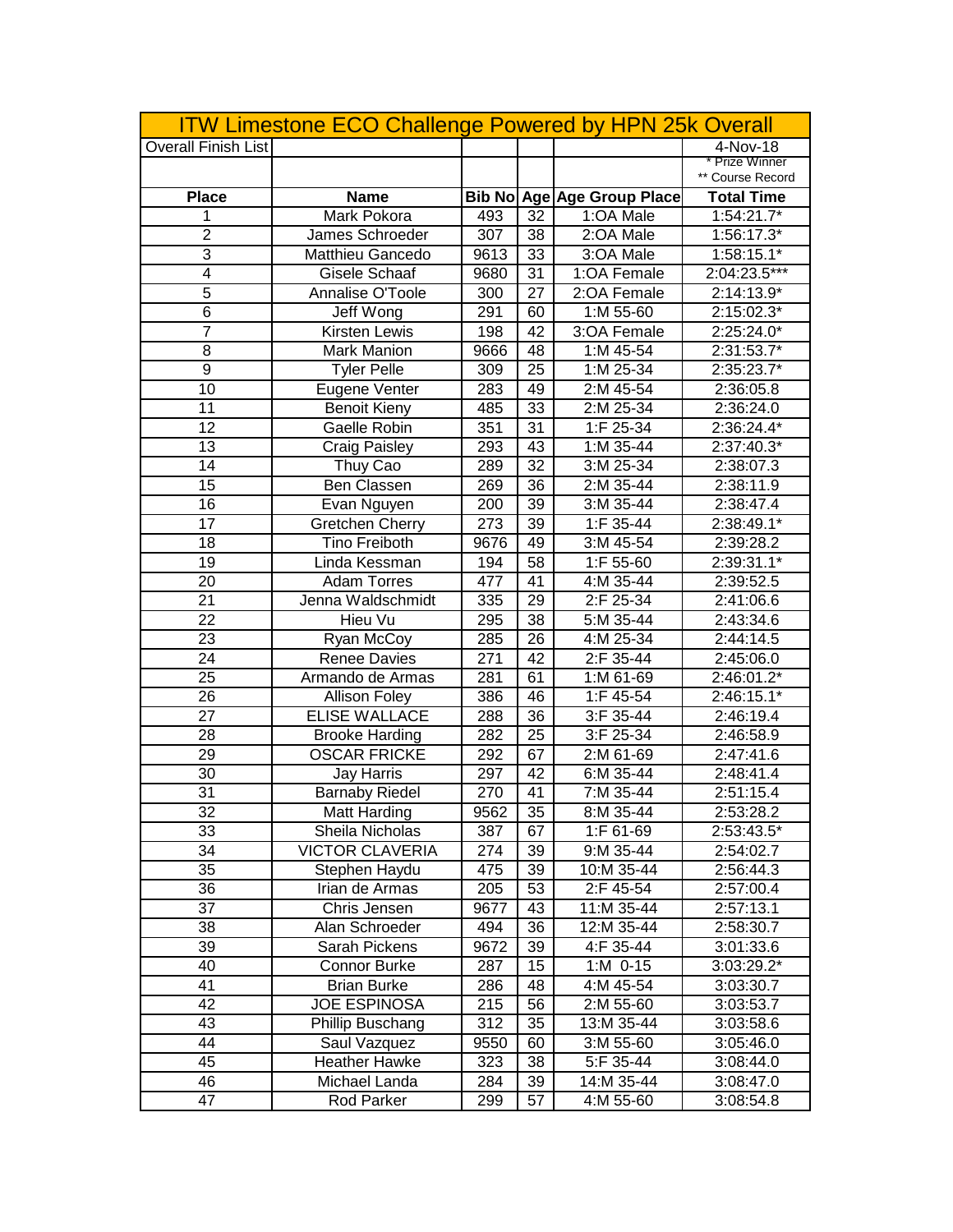# ITW Limestone ECO Challenge Powered by HPN 25k Overall

Overall Finish List

4-Nov-18

\* Prize Winner
\*\* Course Record

| Place | Name | Bib No | Age | Age Group Place | Total Time |
|---|---|---|---|---|---|
| 1 | Mark Pokora | 493 | 32 | 1:OA Male | 1:54:21.7* |
| 2 | James Schroeder | 307 | 38 | 2:OA Male | 1:56:17.3* |
| 3 | Matthieu Gancedo | 9613 | 33 | 3:OA Male | 1:58:15.1* |
| 4 | Gisele Schaaf | 9680 | 31 | 1:OA Female | 2:04:23.5*** |
| 5 | Annalise O'Toole | 300 | 27 | 2:OA Female | 2:14:13.9* |
| 6 | Jeff Wong | 291 | 60 | 1:M 55-60 | 2:15:02.3* |
| 7 | Kirsten Lewis | 198 | 42 | 3:OA Female | 2:25:24.0* |
| 8 | Mark Manion | 9666 | 48 | 1:M 45-54 | 2:31:53.7* |
| 9 | Tyler Pelle | 309 | 25 | 1:M 25-34 | 2:35:23.7* |
| 10 | Eugene Venter | 283 | 49 | 2:M 45-54 | 2:36:05.8 |
| 11 | Benoit Kieny | 485 | 33 | 2:M 25-34 | 2:36:24.0 |
| 12 | Gaelle Robin | 351 | 31 | 1:F 25-34 | 2:36:24.4* |
| 13 | Craig Paisley | 293 | 43 | 1:M 35-44 | 2:37:40.3* |
| 14 | Thuy Cao | 289 | 32 | 3:M 25-34 | 2:38:07.3 |
| 15 | Ben Classen | 269 | 36 | 2:M 35-44 | 2:38:11.9 |
| 16 | Evan Nguyen | 200 | 39 | 3:M 35-44 | 2:38:47.4 |
| 17 | Gretchen Cherry | 273 | 39 | 1:F 35-44 | 2:38:49.1* |
| 18 | Tino Freiboth | 9676 | 49 | 3:M 45-54 | 2:39:28.2 |
| 19 | Linda Kessman | 194 | 58 | 1:F 55-60 | 2:39:31.1* |
| 20 | Adam Torres | 477 | 41 | 4:M 35-44 | 2:39:52.5 |
| 21 | Jenna Waldschmidt | 335 | 29 | 2:F 25-34 | 2:41:06.6 |
| 22 | Hieu Vu | 295 | 38 | 5:M 35-44 | 2:43:34.6 |
| 23 | Ryan McCoy | 285 | 26 | 4:M 25-34 | 2:44:14.5 |
| 24 | Renee Davies | 271 | 42 | 2:F 35-44 | 2:45:06.0 |
| 25 | Armando de Armas | 281 | 61 | 1:M 61-69 | 2:46:01.2* |
| 26 | Allison Foley | 386 | 46 | 1:F 45-54 | 2:46:15.1* |
| 27 | ELISE WALLACE | 288 | 36 | 3:F 35-44 | 2:46:19.4 |
| 28 | Brooke Harding | 282 | 25 | 3:F 25-34 | 2:46:58.9 |
| 29 | OSCAR FRICKE | 292 | 67 | 2:M 61-69 | 2:47:41.6 |
| 30 | Jay Harris | 297 | 42 | 6:M 35-44 | 2:48:41.4 |
| 31 | Barnaby Riedel | 270 | 41 | 7:M 35-44 | 2:51:15.4 |
| 32 | Matt Harding | 9562 | 35 | 8:M 35-44 | 2:53:28.2 |
| 33 | Sheila Nicholas | 387 | 67 | 1:F 61-69 | 2:53:43.5* |
| 34 | VICTOR CLAVERIA | 274 | 39 | 9:M 35-44 | 2:54:02.7 |
| 35 | Stephen Haydu | 475 | 39 | 10:M 35-44 | 2:56:44.3 |
| 36 | Irian de Armas | 205 | 53 | 2:F 45-54 | 2:57:00.4 |
| 37 | Chris Jensen | 9677 | 43 | 11:M 35-44 | 2:57:13.1 |
| 38 | Alan Schroeder | 494 | 36 | 12:M 35-44 | 2:58:30.7 |
| 39 | Sarah Pickens | 9672 | 39 | 4:F 35-44 | 3:01:33.6 |
| 40 | Connor Burke | 287 | 15 | 1:M 0-15 | 3:03:29.2* |
| 41 | Brian Burke | 286 | 48 | 4:M 45-54 | 3:03:30.7 |
| 42 | JOE ESPINOSA | 215 | 56 | 2:M 55-60 | 3:03:53.7 |
| 43 | Phillip Buschang | 312 | 35 | 13:M 35-44 | 3:03:58.6 |
| 44 | Saul Vazquez | 9550 | 60 | 3:M 55-60 | 3:05:46.0 |
| 45 | Heather Hawke | 323 | 38 | 5:F 35-44 | 3:08:44.0 |
| 46 | Michael Landa | 284 | 39 | 14:M 35-44 | 3:08:47.0 |
| 47 | Rod Parker | 299 | 57 | 4:M 55-60 | 3:08:54.8 |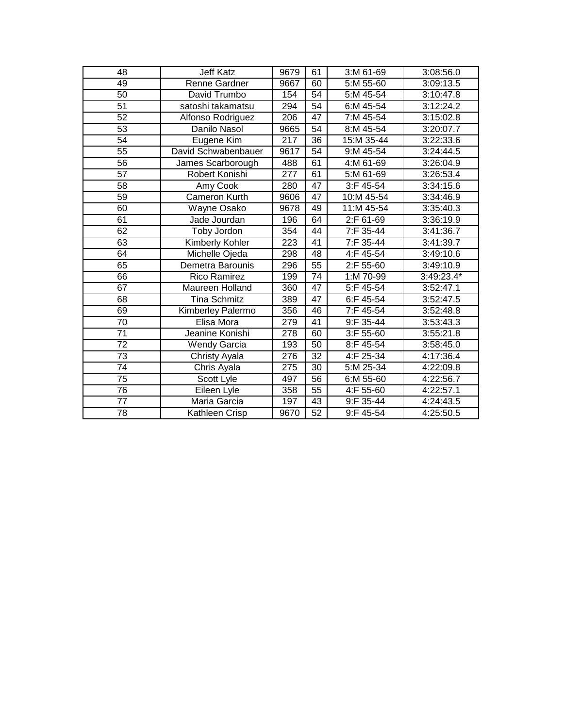| | | | | | |
|---|---|---|---|---|---|
| 48 | Jeff Katz | 9679 | 61 | 3:M 61-69 | 3:08:56.0 |
| 49 | Renne Gardner | 9667 | 60 | 5:M 55-60 | 3:09:13.5 |
| 50 | David Trumbo | 154 | 54 | 5:M 45-54 | 3:10:47.8 |
| 51 | satoshi takamatsu | 294 | 54 | 6:M 45-54 | 3:12:24.2 |
| 52 | Alfonso Rodriguez | 206 | 47 | 7:M 45-54 | 3:15:02.8 |
| 53 | Danilo Nasol | 9665 | 54 | 8:M 45-54 | 3:20:07.7 |
| 54 | Eugene Kim | 217 | 36 | 15:M 35-44 | 3:22:33.6 |
| 55 | David Schwabenbauer | 9617 | 54 | 9:M 45-54 | 3:24:44.5 |
| 56 | James Scarborough | 488 | 61 | 4:M 61-69 | 3:26:04.9 |
| 57 | Robert Konishi | 277 | 61 | 5:M 61-69 | 3:26:53.4 |
| 58 | Amy Cook | 280 | 47 | 3:F 45-54 | 3:34:15.6 |
| 59 | Cameron Kurth | 9606 | 47 | 10:M 45-54 | 3:34:46.9 |
| 60 | Wayne Osako | 9678 | 49 | 11:M 45-54 | 3:35:40.3 |
| 61 | Jade Jourdan | 196 | 64 | 2:F 61-69 | 3:36:19.9 |
| 62 | Toby Jordon | 354 | 44 | 7:F 35-44 | 3:41:36.7 |
| 63 | Kimberly Kohler | 223 | 41 | 7:F 35-44 | 3:41:39.7 |
| 64 | Michelle Ojeda | 298 | 48 | 4:F 45-54 | 3:49:10.6 |
| 65 | Demetra Barounis | 296 | 55 | 2:F 55-60 | 3:49:10.9 |
| 66 | Rico Ramirez | 199 | 74 | 1:M 70-99 | 3:49:23.4* |
| 67 | Maureen Holland | 360 | 47 | 5:F 45-54 | 3:52:47.1 |
| 68 | Tina Schmitz | 389 | 47 | 6:F 45-54 | 3:52:47.5 |
| 69 | Kimberley Palermo | 356 | 46 | 7:F 45-54 | 3:52:48.8 |
| 70 | Elisa Mora | 279 | 41 | 9:F 35-44 | 3:53:43.3 |
| 71 | Jeanine Konishi | 278 | 60 | 3:F 55-60 | 3:55:21.8 |
| 72 | Wendy Garcia | 193 | 50 | 8:F 45-54 | 3:58:45.0 |
| 73 | Christy Ayala | 276 | 32 | 4:F 25-34 | 4:17:36.4 |
| 74 | Chris Ayala | 275 | 30 | 5:M 25-34 | 4:22:09.8 |
| 75 | Scott Lyle | 497 | 56 | 6:M 55-60 | 4:22:56.7 |
| 76 | Eileen Lyle | 358 | 55 | 4:F 55-60 | 4:22:57.1 |
| 77 | Maria Garcia | 197 | 43 | 9:F 35-44 | 4:24:43.5 |
| 78 | Kathleen Crisp | 9670 | 52 | 9:F 45-54 | 4:25:50.5 |